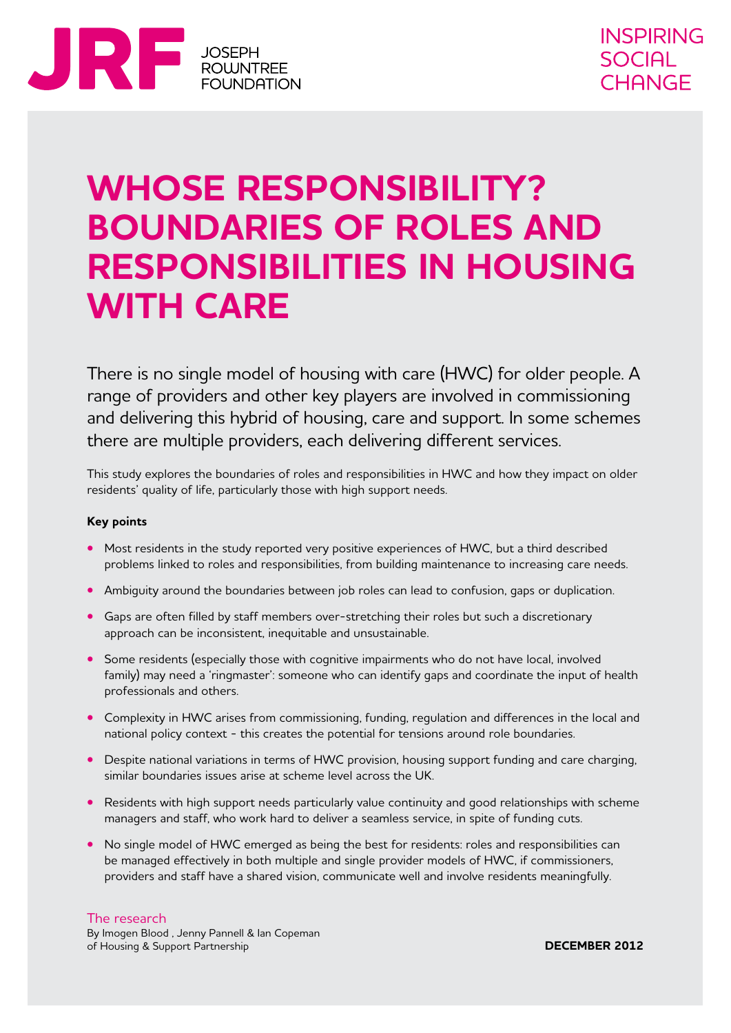JRF JOSEPH ROWNTREE FOUNDATION

INSPIRING SOCIAL CHANGE

# WHOSE RESPONSIBILITY? BOUNDARIES OF ROLES AND RESPONSIBILITIES IN HOUSING WITH CARE

There is no single model of housing with care (HWC) for older people. A range of providers and other key players are involved in commissioning and delivering this hybrid of housing, care and support. In some schemes there are multiple providers, each delivering different services.

This study explores the boundaries of roles and responsibilities in HWC and how they impact on older residents' quality of life, particularly those with high support needs.

**Key points**

- Most residents in the study reported very positive experiences of HWC, but a third described problems linked to roles and responsibilities, from building maintenance to increasing care needs.
- Ambiguity around the boundaries between job roles can lead to confusion, gaps or duplication.
- Gaps are often filled by staff members over-stretching their roles but such a discretionary approach can be inconsistent, inequitable and unsustainable.
- Some residents (especially those with cognitive impairments who do not have local, involved family) may need a 'ringmaster': someone who can identify gaps and coordinate the input of health professionals and others.
- Complexity in HWC arises from commissioning, funding, regulation and differences in the local and national policy context - this creates the potential for tensions around role boundaries.
- Despite national variations in terms of HWC provision, housing support funding and care charging, similar boundaries issues arise at scheme level across the UK.
- Residents with high support needs particularly value continuity and good relationships with scheme managers and staff, who work hard to deliver a seamless service, in spite of funding cuts.
- No single model of HWC emerged as being the best for residents: roles and responsibilities can be managed effectively in both multiple and single provider models of HWC, if commissioners, providers and staff have a shared vision, communicate well and involve residents meaningfully.

The research
By Imogen Blood , Jenny Pannell & Ian Copeman
of Housing & Support Partnership

**DECEMBER 2012**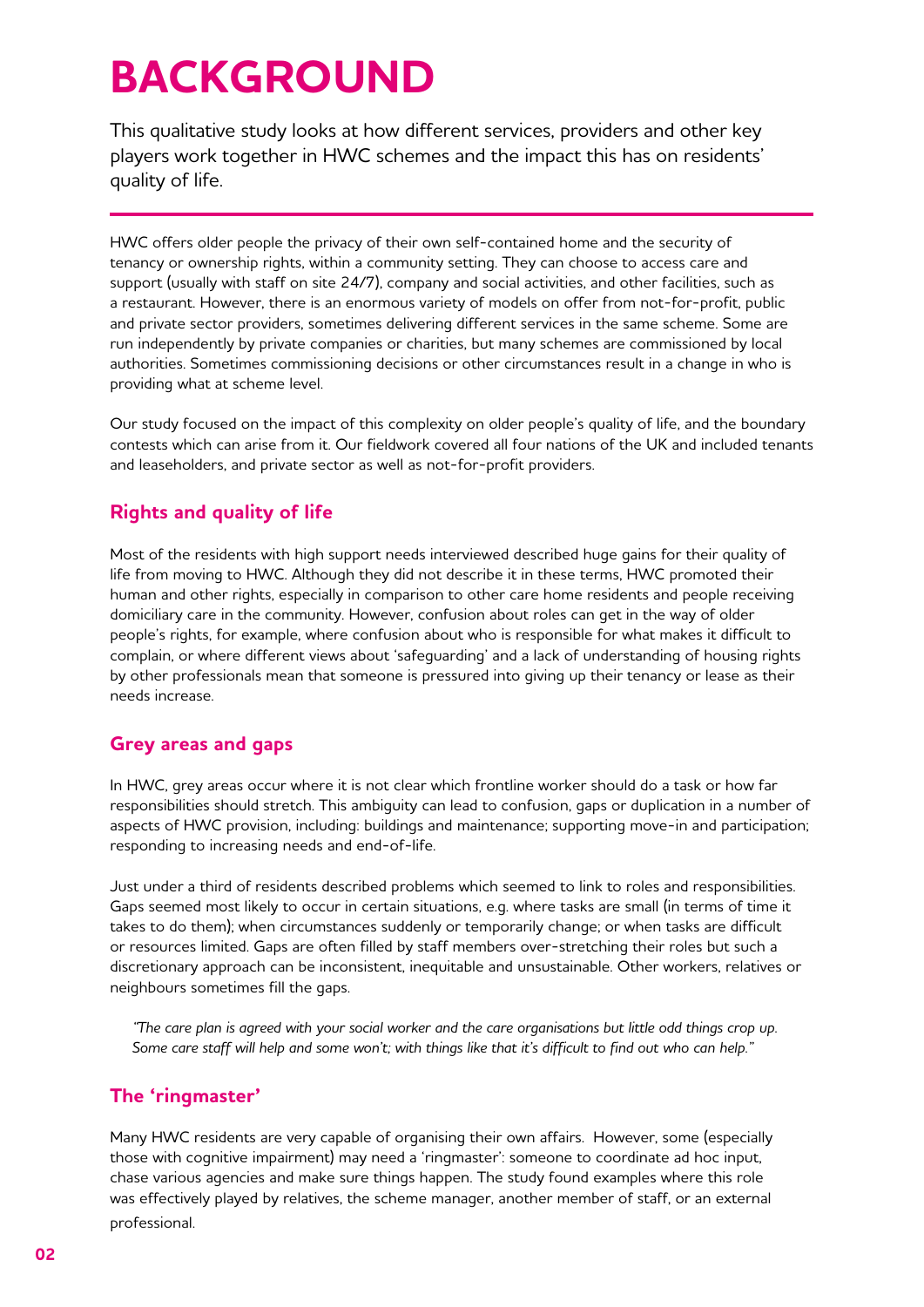# BACKGROUND

This qualitative study looks at how different services, providers and other key players work together in HWC schemes and the impact this has on residents' quality of life.

---

HWC offers older people the privacy of their own self-contained home and the security of tenancy or ownership rights, within a community setting. They can choose to access care and support (usually with staff on site 24/7), company and social activities, and other facilities, such as a restaurant. However, there is an enormous variety of models on offer from not-for-profit, public and private sector providers, sometimes delivering different services in the same scheme. Some are run independently by private companies or charities, but many schemes are commissioned by local authorities. Sometimes commissioning decisions or other circumstances result in a change in who is providing what at scheme level.

Our study focused on the impact of this complexity on older people's quality of life, and the boundary contests which can arise from it. Our fieldwork covered all four nations of the UK and included tenants and leaseholders, and private sector as well as not-for-profit providers.

## Rights and quality of life

Most of the residents with high support needs interviewed described huge gains for their quality of life from moving to HWC. Although they did not describe it in these terms, HWC promoted their human and other rights, especially in comparison to other care home residents and people receiving domiciliary care in the community. However, confusion about roles can get in the way of older people's rights, for example, where confusion about who is responsible for what makes it difficult to complain, or where different views about 'safeguarding' and a lack of understanding of housing rights by other professionals mean that someone is pressured into giving up their tenancy or lease as their needs increase.

## Grey areas and gaps

In HWC, grey areas occur where it is not clear which frontline worker should do a task or how far responsibilities should stretch. This ambiguity can lead to confusion, gaps or duplication in a number of aspects of HWC provision, including: buildings and maintenance; supporting move-in and participation; responding to increasing needs and end-of-life.

Just under a third of residents described problems which seemed to link to roles and responsibilities. Gaps seemed most likely to occur in certain situations, e.g. where tasks are small (in terms of time it takes to do them); when circumstances suddenly or temporarily change; or when tasks are difficult or resources limited. Gaps are often filled by staff members over-stretching their roles but such a discretionary approach can be inconsistent, inequitable and unsustainable. Other workers, relatives or neighbours sometimes fill the gaps.

> *"The care plan is agreed with your social worker and the care organisations but little odd things crop up. Some care staff will help and some won't; with things like that it's difficult to find out who can help."*

## The 'ringmaster'

Many HWC residents are very capable of organising their own affairs. However, some (especially those with cognitive impairment) may need a 'ringmaster': someone to coordinate ad hoc input, chase various agencies and make sure things happen. The study found examples where this role was effectively played by relatives, the scheme manager, another member of staff, or an external professional.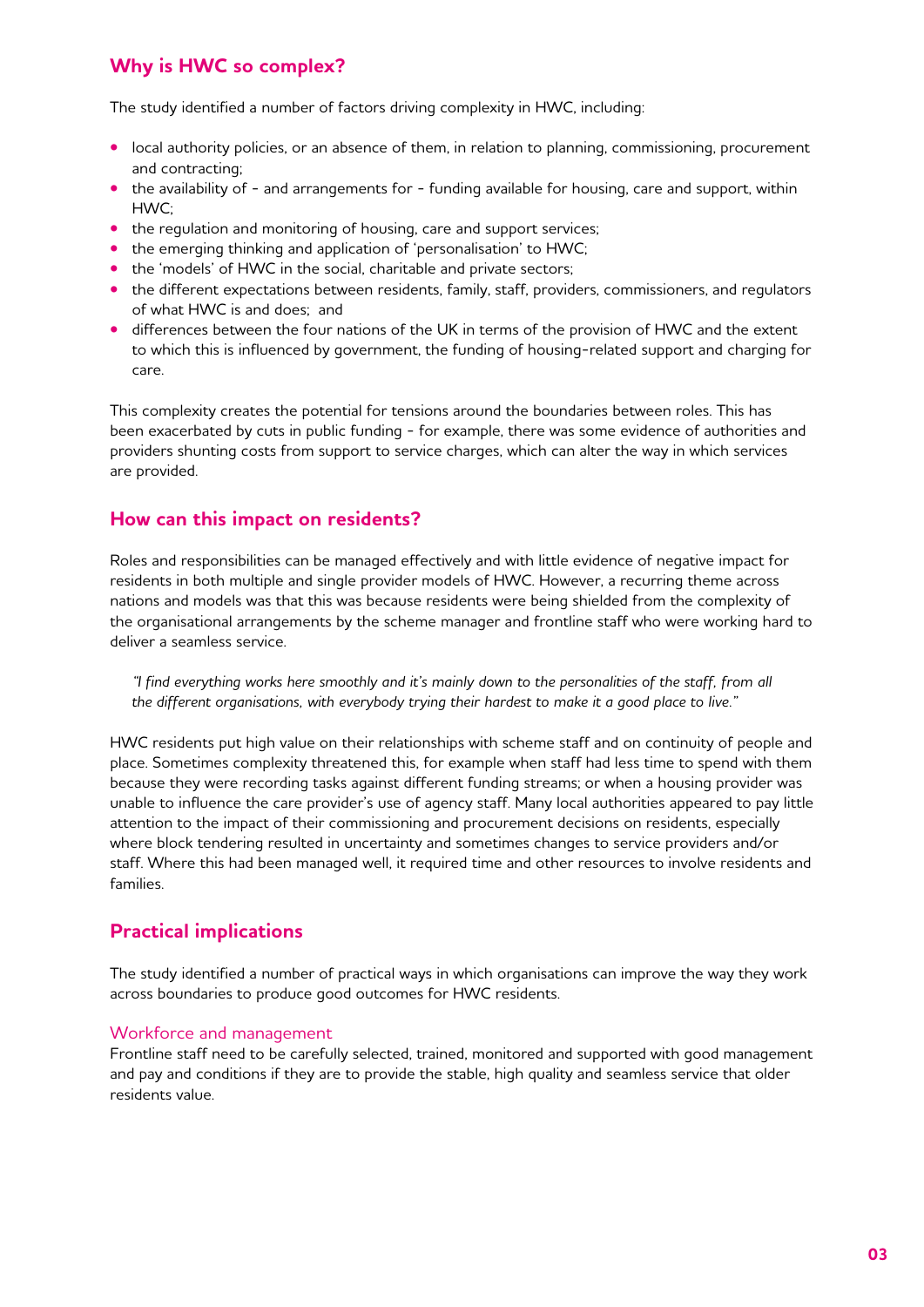## Why is HWC so complex?

The study identified a number of factors driving complexity in HWC, including:

- local authority policies, or an absence of them, in relation to planning, commissioning, procurement and contracting;
- the availability of - and arrangements for - funding available for housing, care and support, within HWC;
- the regulation and monitoring of housing, care and support services;
- the emerging thinking and application of 'personalisation' to HWC;
- the 'models' of HWC in the social, charitable and private sectors;
- the different expectations between residents, family, staff, providers, commissioners, and regulators of what HWC is and does; and
- differences between the four nations of the UK in terms of the provision of HWC and the extent to which this is influenced by government, the funding of housing-related support and charging for care.

This complexity creates the potential for tensions around the boundaries between roles. This has been exacerbated by cuts in public funding - for example, there was some evidence of authorities and providers shunting costs from support to service charges, which can alter the way in which services are provided.

## How can this impact on residents?

Roles and responsibilities can be managed effectively and with little evidence of negative impact for residents in both multiple and single provider models of HWC. However, a recurring theme across nations and models was that this was because residents were being shielded from the complexity of the organisational arrangements by the scheme manager and frontline staff who were working hard to deliver a seamless service.

> *"I find everything works here smoothly and it's mainly down to the personalities of the staff, from all the different organisations, with everybody trying their hardest to make it a good place to live."*

HWC residents put high value on their relationships with scheme staff and on continuity of people and place. Sometimes complexity threatened this, for example when staff had less time to spend with them because they were recording tasks against different funding streams; or when a housing provider was unable to influence the care provider's use of agency staff. Many local authorities appeared to pay little attention to the impact of their commissioning and procurement decisions on residents, especially where block tendering resulted in uncertainty and sometimes changes to service providers and/or staff. Where this had been managed well, it required time and other resources to involve residents and families.

## Practical implications

The study identified a number of practical ways in which organisations can improve the way they work across boundaries to produce good outcomes for HWC residents.

### Workforce and management

Frontline staff need to be carefully selected, trained, monitored and supported with good management and pay and conditions if they are to provide the stable, high quality and seamless service that older residents value.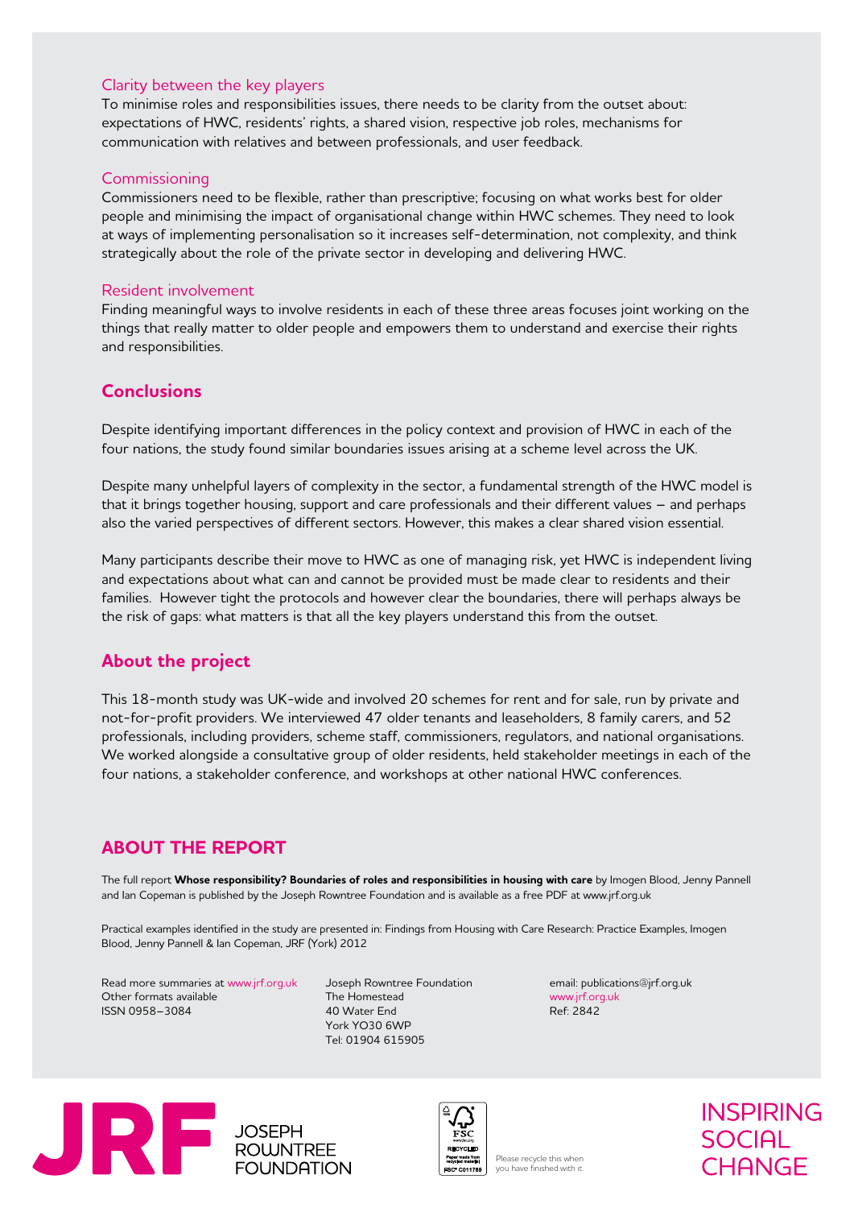### Clarity between the key players

To minimise roles and responsibilities issues, there needs to be clarity from the outset about: expectations of HWC, residents' rights, a shared vision, respective job roles, mechanisms for communication with relatives and between professionals, and user feedback.

### Commissioning

Commissioners need to be flexible, rather than prescriptive; focusing on what works best for older people and minimising the impact of organisational change within HWC schemes. They need to look at ways of implementing personalisation so it increases self-determination, not complexity, and think strategically about the role of the private sector in developing and delivering HWC.

### Resident involvement

Finding meaningful ways to involve residents in each of these three areas focuses joint working on the things that really matter to older people and empowers them to understand and exercise their rights and responsibilities.

## Conclusions

Despite identifying important differences in the policy context and provision of HWC in each of the four nations, the study found similar boundaries issues arising at a scheme level across the UK.

Despite many unhelpful layers of complexity in the sector, a fundamental strength of the HWC model is that it brings together housing, support and care professionals and their different values – and perhaps also the varied perspectives of different sectors. However, this makes a clear shared vision essential.

Many participants describe their move to HWC as one of managing risk, yet HWC is independent living and expectations about what can and cannot be provided must be made clear to residents and their families. However tight the protocols and however clear the boundaries, there will perhaps always be the risk of gaps: what matters is that all the key players understand this from the outset.

## About the project

This 18-month study was UK-wide and involved 20 schemes for rent and for sale, run by private and not-for-profit providers. We interviewed 47 older tenants and leaseholders, 8 family carers, and 52 professionals, including providers, scheme staff, commissioners, regulators, and national organisations. We worked alongside a consultative group of older residents, held stakeholder meetings in each of the four nations, a stakeholder conference, and workshops at other national HWC conferences.

## ABOUT THE REPORT

The full report **Whose responsibility? Boundaries of roles and responsibilities in housing with care** by Imogen Blood, Jenny Pannell and Ian Copeman is published by the Joseph Rowntree Foundation and is available as a free PDF at www.jrf.org.uk

Practical examples identified in the study are presented in: Findings from Housing with Care Research: Practice Examples, Imogen Blood, Jenny Pannell & Ian Copeman, JRF (York) 2012

Read more summaries at www.jrf.org.uk
Other formats available
ISSN 0958–3084

Joseph Rowntree Foundation
The Homestead
40 Water End
York YO30 6WP
Tel: 01904 615905

email: publications@jrf.org.uk
www.jrf.org.uk
Ref: 2842

JRF JOSEPH ROWNTREE FOUNDATION

Please recycle this when you have finished with it.

INSPIRING SOCIAL CHANGE